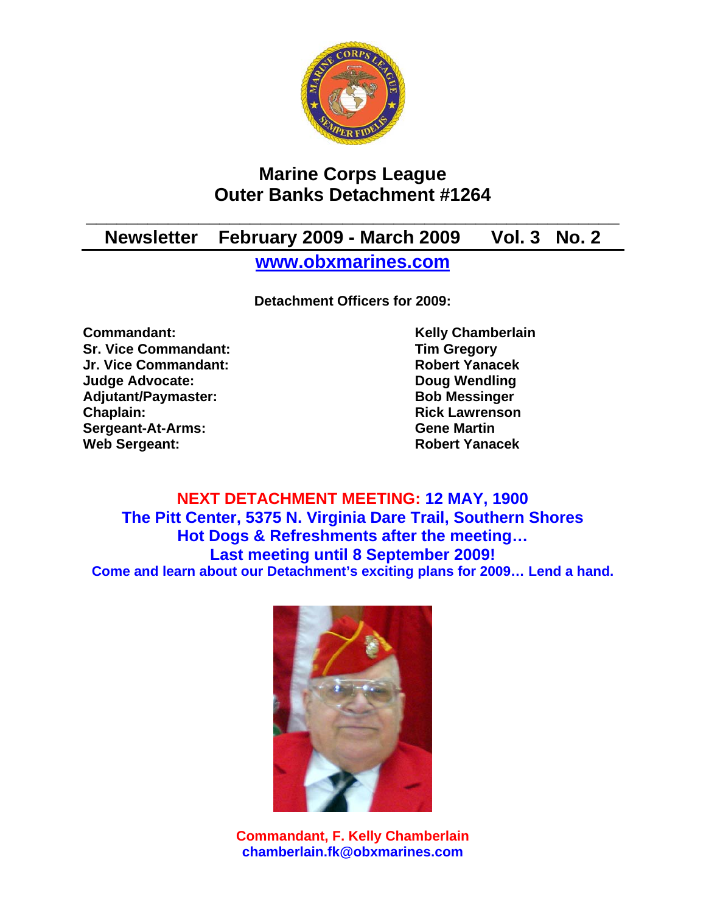# Marine Corps League
# Outer Banks Detachment #1264

## Newsletter February 2009 - March 2009 Vol. 3 No. 2

**www.obxmarines.com**

**Detachment Officers for 2009:**

| | |
|---|---|
| **Commandant:** | **Kelly Chamberlain** |
| **Sr. Vice Commandant:** | **Tim Gregory** |
| **Jr. Vice Commandant:** | **Robert Yanacek** |
| **Judge Advocate:** | **Doug Wendling** |
| **Adjutant/Paymaster:** | **Bob Messinger** |
| **Chaplain:** | **Rick Lawrenson** |
| **Sergeant-At-Arms:** | **Gene Martin** |
| **Web Sergeant:** | **Robert Yanacek** |

**NEXT DETACHMENT MEETING: 12 MAY, 1900**
**The Pitt Center, 5375 N. Virginia Dare Trail, Southern Shores**
**Hot Dogs & Refreshments after the meeting…**
**Last meeting until 8 September 2009!**
**Come and learn about our Detachment's exciting plans for 2009… Lend a hand.**

**Commandant, F. Kelly Chamberlain**
**chamberlain.fk@obxmarines.com**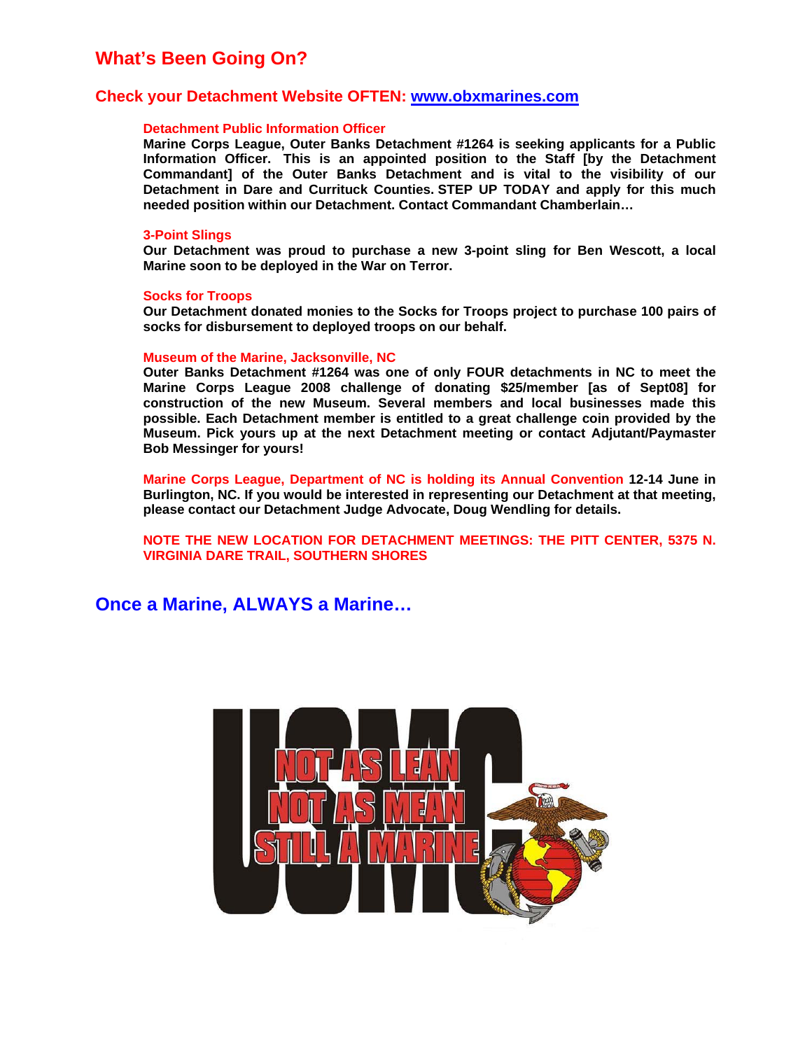## What's Been Going On?

### Check your Detachment Website OFTEN: [www.obxmarines.com](http://www.obxmarines.com)

**Detachment Public Information Officer**

**Marine Corps League, Outer Banks Detachment #1264 is seeking applicants for a Public Information Officer. This is an appointed position to the Staff [by the Detachment Commandant] of the Outer Banks Detachment and is vital to the visibility of our Detachment in Dare and Currituck Counties. STEP UP TODAY and apply for this much needed position within our Detachment. Contact Commandant Chamberlain…**

**3-Point Slings**

**Our Detachment was proud to purchase a new 3-point sling for Ben Wescott, a local Marine soon to be deployed in the War on Terror.**

**Socks for Troops**

**Our Detachment donated monies to the Socks for Troops project to purchase 100 pairs of socks for disbursement to deployed troops on our behalf.**

**Museum of the Marine, Jacksonville, NC**

**Outer Banks Detachment #1264 was one of only FOUR detachments in NC to meet the Marine Corps League 2008 challenge of donating $25/member [as of Sept08] for construction of the new Museum. Several members and local businesses made this possible. Each Detachment member is entitled to a great challenge coin provided by the Museum. Pick yours up at the next Detachment meeting or contact Adjutant/Paymaster Bob Messinger for yours!**

**Marine Corps League, Department of NC is holding its Annual Convention 12-14 June in Burlington, NC. If you would be interested in representing our Detachment at that meeting, please contact our Detachment Judge Advocate, Doug Wendling for details.**

**NOTE THE NEW LOCATION FOR DETACHMENT MEETINGS: THE PITT CENTER, 5375 N. VIRGINIA DARE TRAIL, SOUTHERN SHORES**

## Once a Marine, ALWAYS a Marine…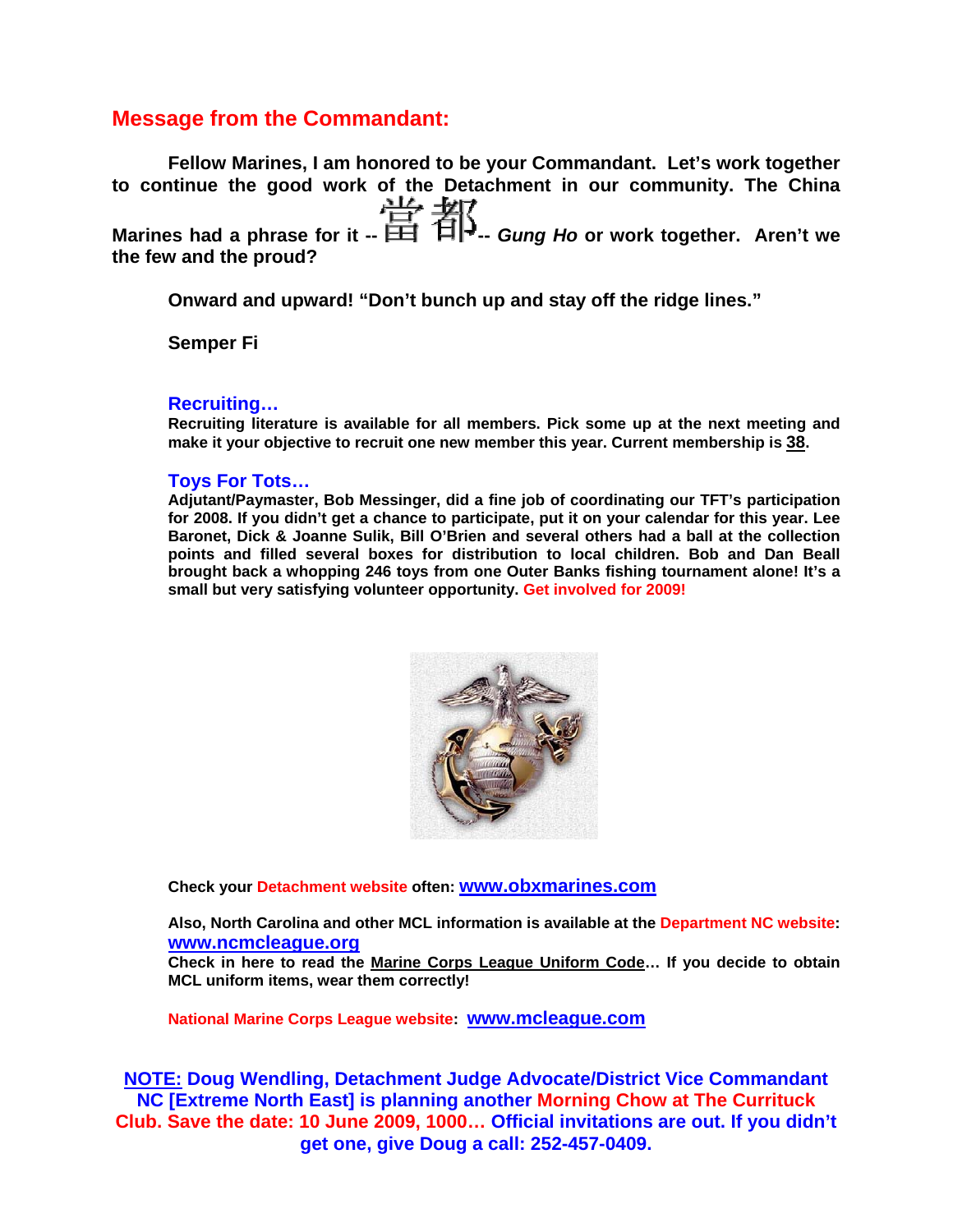## Message from the Commandant:

**Fellow Marines, I am honored to be your Commandant. Let's work together to continue the good work of the Detachment in our community. The China Marines had a phrase for it -- 當都 -- *Gung Ho* or work together. Aren't we the few and the proud?**

**Onward and upward! "Don't bunch up and stay off the ridge lines."**

**Semper Fi**

### Recruiting…

**Recruiting literature is available for all members. Pick some up at the next meeting and make it your objective to recruit one new member this year. Current membership is 38.**

### Toys For Tots…

**Adjutant/Paymaster, Bob Messinger, did a fine job of coordinating our TFT's participation for 2008. If you didn't get a chance to participate, put it on your calendar for this year. Lee Baronet, Dick & Joanne Sulik, Bill O'Brien and several others had a ball at the collection points and filled several boxes for distribution to local children. Bob and Dan Beall brought back a whopping 246 toys from one Outer Banks fishing tournament alone! It's a small but very satisfying volunteer opportunity. Get involved for 2009!**

**Check your Detachment website often: www.obxmarines.com**

**Also, North Carolina and other MCL information is available at the Department NC website: www.ncmcleague.org**
**Check in here to read the Marine Corps League Uniform Code… If you decide to obtain MCL uniform items, wear them correctly!**

**National Marine Corps League website: www.mcleague.com**

**NOTE: Doug Wendling, Detachment Judge Advocate/District Vice Commandant NC [Extreme North East] is planning another Morning Chow at The Currituck Club. Save the date: 10 June 2009, 1000… Official invitations are out. If you didn't get one, give Doug a call: 252-457-0409.**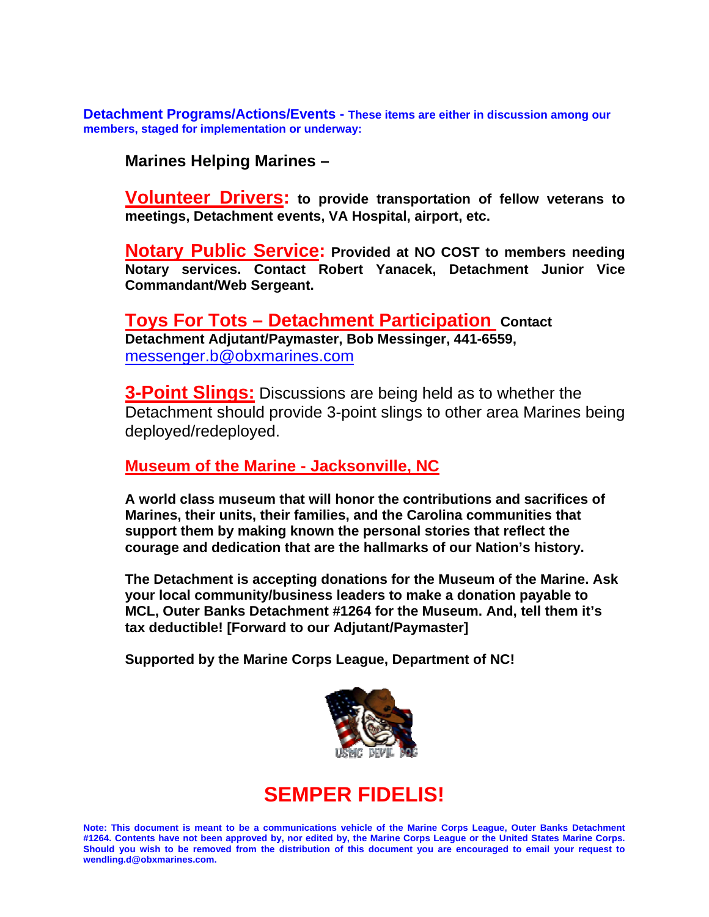**Detachment Programs/Actions/Events - These items are either in discussion among our members, staged for implementation or underway:**

**Marines Helping Marines –**

**Volunteer Drivers: to provide transportation of fellow veterans to meetings, Detachment events, VA Hospital, airport, etc.**

**Notary Public Service: Provided at NO COST to members needing Notary services. Contact Robert Yanacek, Detachment Junior Vice Commandant/Web Sergeant.**

**Toys For Tots – Detachment Participation Contact Detachment Adjutant/Paymaster, Bob Messinger, 441-6559,** messenger.b@obxmarines.com

**3-Point Slings:** Discussions are being held as to whether the Detachment should provide 3-point slings to other area Marines being deployed/redeployed.

**Museum of the Marine - Jacksonville, NC**

**A world class museum that will honor the contributions and sacrifices of Marines, their units, their families, and the Carolina communities that support them by making known the personal stories that reflect the courage and dedication that are the hallmarks of our Nation's history.**

**The Detachment is accepting donations for the Museum of the Marine. Ask your local community/business leaders to make a donation payable to MCL, Outer Banks Detachment #1264 for the Museum. And, tell them it's tax deductible! [Forward to our Adjutant/Paymaster]**

**Supported by the Marine Corps League, Department of NC!**

USMC DEVIL DOG

## SEMPER FIDELIS!

**Note: This document is meant to be a communications vehicle of the Marine Corps League, Outer Banks Detachment #1264. Contents have not been approved by, nor edited by, the Marine Corps League or the United States Marine Corps. Should you wish to be removed from the distribution of this document you are encouraged to email your request to wendling.d@obxmarines.com.**